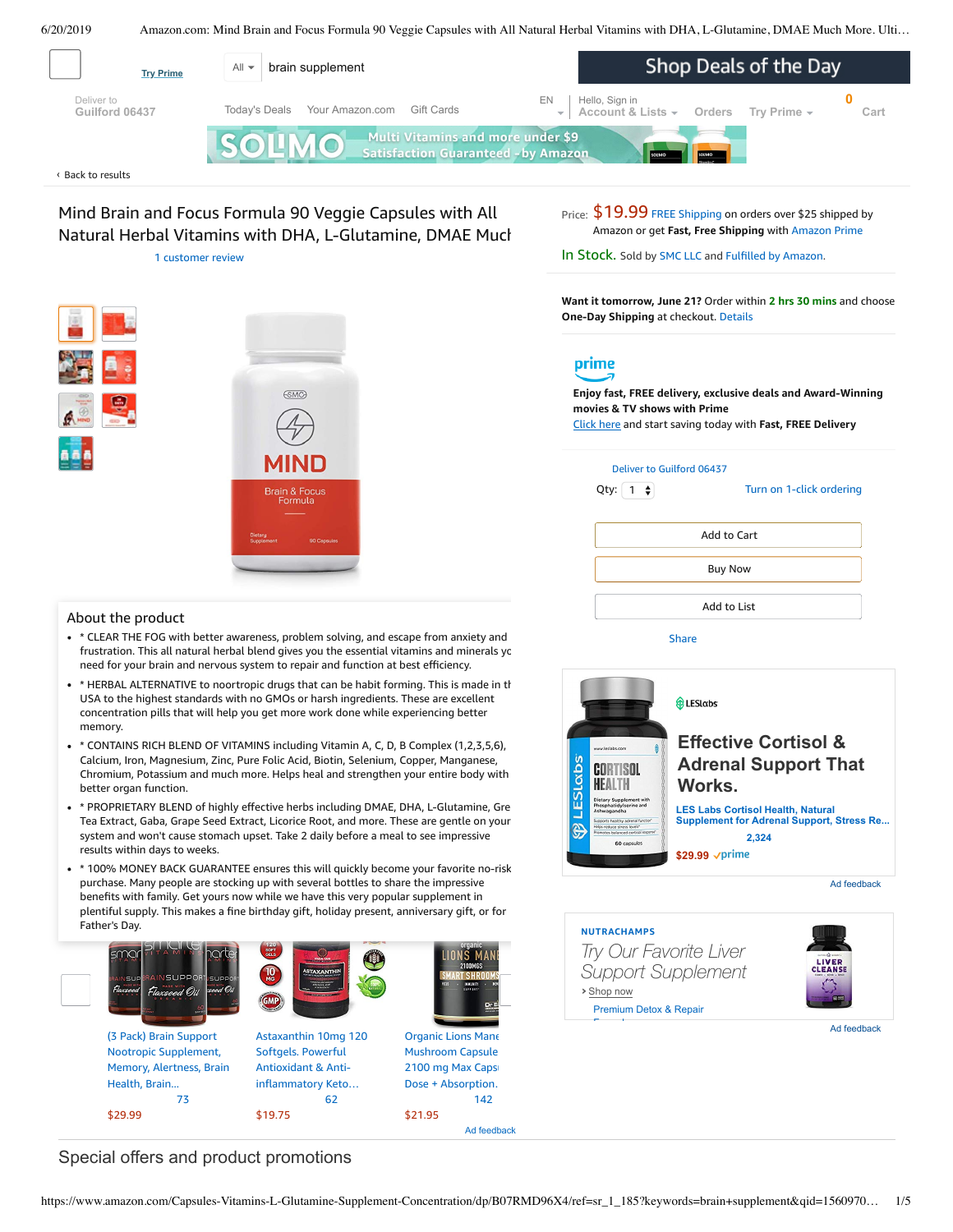Try Prime

All ▾ brain supplement

Shop Deals of the Day

Deliver to Guilford 06437

Today's Deals · Your Amazon.com · Gift Cards

EN · Hello, Sign in · Account & Lists ▾ · Orders · Try Prime ▾ · 0 Cart

SOLIMO — Multi Vitamins and more under $9 — Satisfaction Guaranteed - by Amazon

‹ Back to results

# Mind Brain and Focus Formula 90 Veggie Capsules with All Natural Herbal Vitamins with DHA, L-Glutamine, DMAE Much

1 customer review

Price: **$19.99** FREE Shipping on orders over $25 shipped by Amazon or get **Fast, Free Shipping** with Amazon Prime

**In Stock.** Sold by SMC LLC and Fulfilled by Amazon.

**Want it tomorrow, June 21?** Order within **2 hrs 30 mins** and choose **One-Day Shipping** at checkout. Details

prime

**Enjoy fast, FREE delivery, exclusive deals and Award-Winning movies & TV shows with Prime**

Click here and start saving today with **Fast, FREE Delivery**

Deliver to Guilford 06437

Qty: 1 · Turn on 1-click ordering

Add to Cart

Buy Now

Add to List

Share

## About the product

- * CLEAR THE FOG with better awareness, problem solving, and escape from anxiety and frustration. This all natural herbal blend gives you the essential vitamins and minerals yc need for your brain and nervous system to repair and function at best efficiency.
- * HERBAL ALTERNATIVE to noortropic drugs that can be habit forming. This is made in th USA to the highest standards with no GMOs or harsh ingredients. These are excellent concentration pills that will help you get more work done while experiencing better memory.
- * CONTAINS RICH BLEND OF VITAMINS including Vitamin A, C, D, B Complex (1,2,3,5,6), Calcium, Iron, Magnesium, Zinc, Pure Folic Acid, Biotin, Selenium, Copper, Manganese, Chromium, Potassium and much more. Helps heal and strengthen your entire body with better organ function.
- * PROPRIETARY BLEND of highly effective herbs including DMAE, DHA, L-Glutamine, Gre Tea Extract, Gaba, Grape Seed Extract, Licorice Root, and more. These are gentle on your system and won't cause stomach upset. Take 2 daily before a meal to see impressive results within days to weeks.
- * 100% MONEY BACK GUARANTEE ensures this will quickly become your favorite no-risk purchase. Many people are stocking up with several bottles to share the impressive benefits with family. Get yours now while we have this very popular supplement in plentiful supply. This makes a fine birthday gift, holiday present, anniversary gift, or for Father's Day.

LESlabs

**Effective Cortisol & Adrenal Support That Works.**

LES Labs Cortisol Health, Natural Supplement for Adrenal Support, Stress Re...

2,324

$29.99 prime

Ad feedback

NUTRACHAMPS

*Try Our Favorite Liver Support Supplement*

› Shop now

Premium Detox & Repair

Ad feedback

(3 Pack) Brain Support Nootropic Supplement, Memory, Alertness, Brain Health, Brain... — 73 — $29.99

Astaxanthin 10mg 120 Softgels. Powerful Antioxidant & Anti-inflammatory Keto... — 62 — $19.75

Organic Lions Mane Mushroom Capsule 2100 mg Max Caps Dose + Absorption. — 142 — $21.95

Ad feedback

## Special offers and product promotions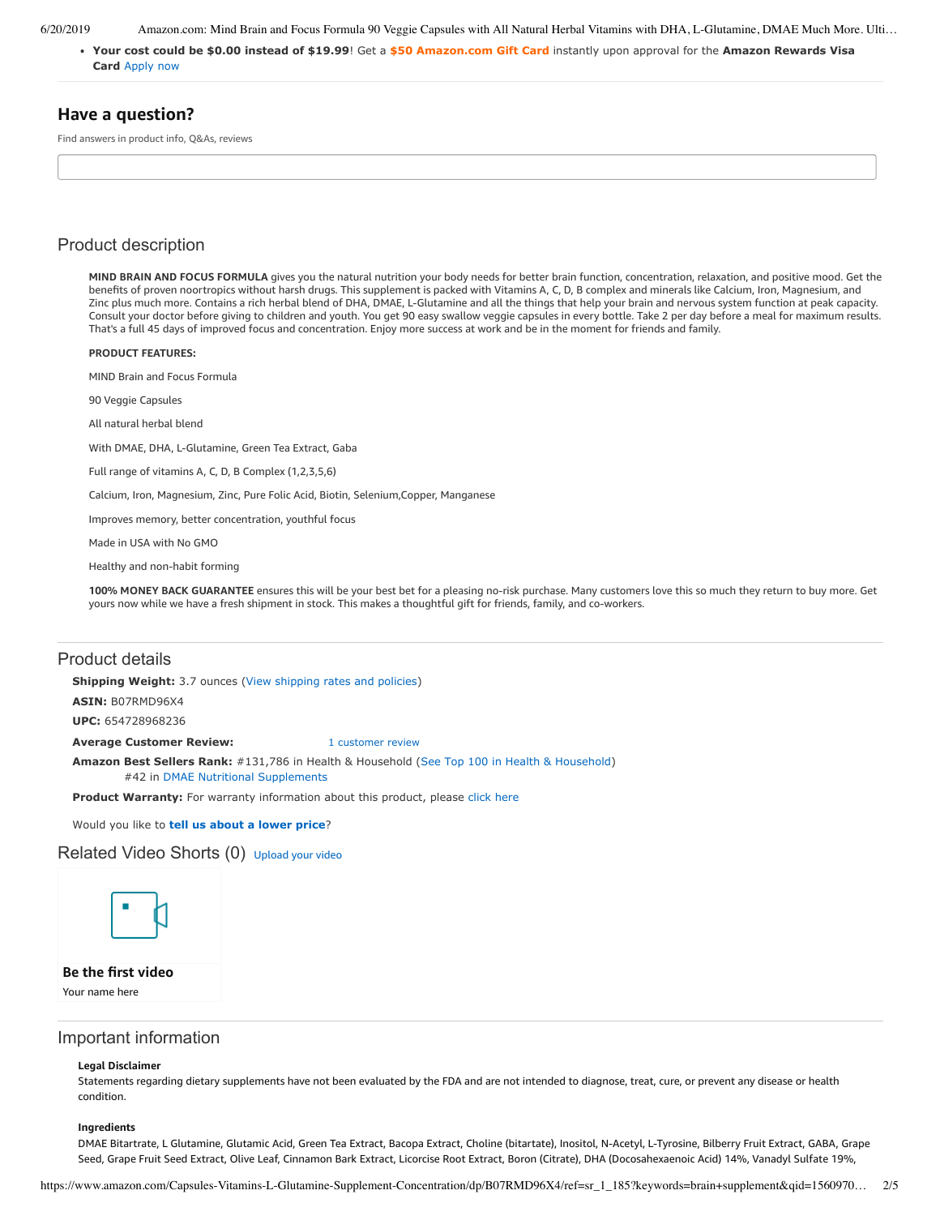- **Your cost could be $0.00 instead of $19.99**! Get a **$50 Amazon.com Gift Card** instantly upon approval for the **Amazon Rewards Visa Card** Apply now

## Have a question?

Find answers in product info, Q&As, reviews

## Product description

**MIND BRAIN AND FOCUS FORMULA** gives you the natural nutrition your body needs for better brain function, concentration, relaxation, and positive mood. Get the benefits of proven noortropics without harsh drugs. This supplement is packed with Vitamins A, C, D, B complex and minerals like Calcium, Iron, Magnesium, and Zinc plus much more. Contains a rich herbal blend of DHA, DMAE, L-Glutamine and all the things that help your brain and nervous system function at peak capacity. Consult your doctor before giving to children and youth. You get 90 easy swallow veggie capsules in every bottle. Take 2 per day before a meal for maximum results. That's a full 45 days of improved focus and concentration. Enjoy more success at work and be in the moment for friends and family.

**PRODUCT FEATURES:**

MIND Brain and Focus Formula

90 Veggie Capsules

All natural herbal blend

With DMAE, DHA, L-Glutamine, Green Tea Extract, Gaba

Full range of vitamins A, C, D, B Complex (1,2,3,5,6)

Calcium, Iron, Magnesium, Zinc, Pure Folic Acid, Biotin, Selenium,Copper, Manganese

Improves memory, better concentration, youthful focus

Made in USA with No GMO

Healthy and non-habit forming

**100% MONEY BACK GUARANTEE** ensures this will be your best bet for a pleasing no-risk purchase. Many customers love this so much they return to buy more. Get yours now while we have a fresh shipment in stock. This makes a thoughtful gift for friends, family, and co-workers.

## Product details

**Shipping Weight:** 3.7 ounces (View shipping rates and policies)

**ASIN:** B07RMD96X4

**UPC:** 654728968236

**Average Customer Review:** 1 customer review

**Amazon Best Sellers Rank:** #131,786 in Health & Household (See Top 100 in Health & Household)
#42 in DMAE Nutritional Supplements

**Product Warranty:** For warranty information about this product, please click here

Would you like to **tell us about a lower price**?

## Related Video Shorts (0) Upload your video

**Be the first video**

Your name here

## Important information

**Legal Disclaimer**

Statements regarding dietary supplements have not been evaluated by the FDA and are not intended to diagnose, treat, cure, or prevent any disease or health condition.

**Ingredients**

DMAE Bitartrate, L Glutamine, Glutamic Acid, Green Tea Extract, Bacopa Extract, Choline (bitartate), Inositol, N-Acetyl, L-Tyrosine, Bilberry Fruit Extract, GABA, Grape Seed, Grape Fruit Seed Extract, Olive Leaf, Cinnamon Bark Extract, Licorcise Root Extract, Boron (Citrate), DHA (Docosahexaenoic Acid) 14%, Vanadyl Sulfate 19%,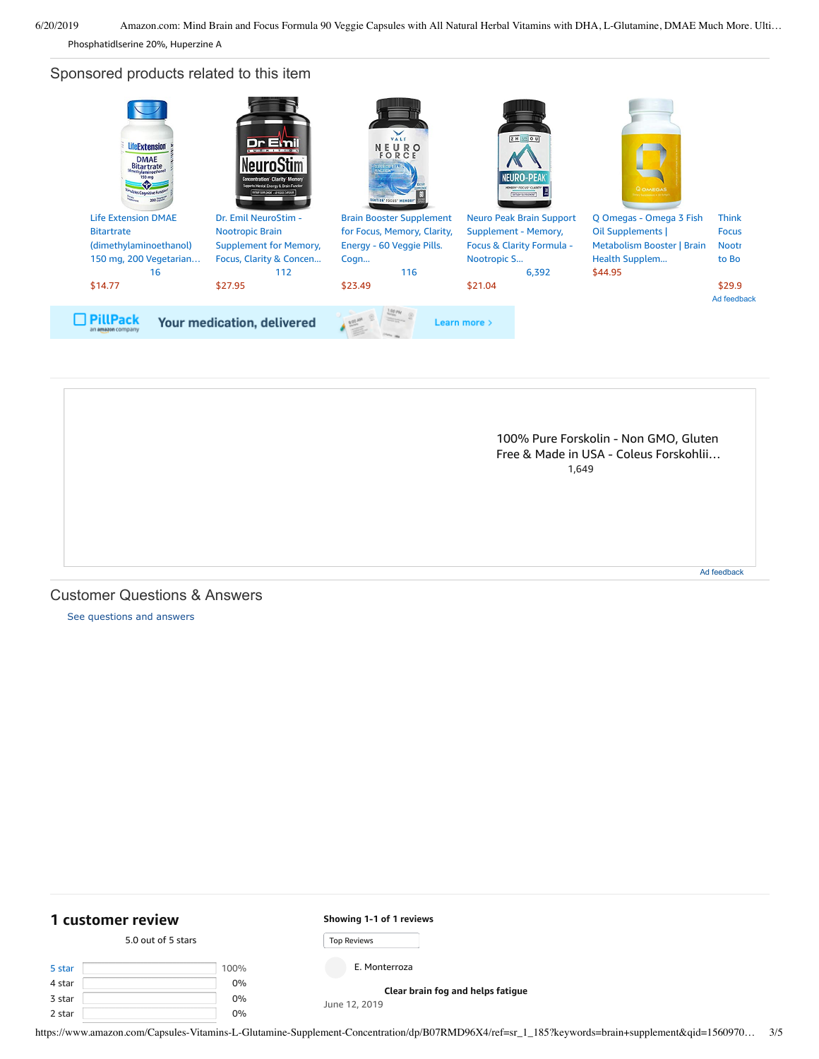Phosphatidlserine 20%, Huperzine A

## Sponsored products related to this item

Life Extension DMAE Bitartrate (dimethylaminoethanol) 150 mg, 200 Vegetarian…
16
$14.77

Dr. Emil NeuroStim - Nootropic Brain Supplement for Memory, Focus, Clarity & Concen…
112
$27.95

Brain Booster Supplement for Focus, Memory, Clarity, Energy - 60 Veggie Pills. Cogn…
116
$23.49

Neuro Peak Brain Support Supplement - Memory, Focus & Clarity Formula - Nootropic S…
6,392
$21.04

Q Omegas - Omega 3 Fish Oil Supplements | Metabolism Booster | Brain Health Supplem…
$44.95

Think Focus Nootr to Bo
$29.9

Ad feedback

PillPack an amazon company — Your medication, delivered — Learn more ›

100% Pure Forskolin - Non GMO, Gluten Free & Made in USA - Coleus Forskohlii…
1,649

Ad feedback

## Customer Questions & Answers

See questions and answers

## 1 customer review

5.0 out of 5 stars

| | | |
|---|---|---|
| 5 star | | 100% |
| 4 star | | 0% |
| 3 star | | 0% |
| 2 star | | 0% |

**Showing 1-1 of 1 reviews**

Top Reviews

E. Monterroza

**Clear brain fog and helps fatigue**

June 12, 2019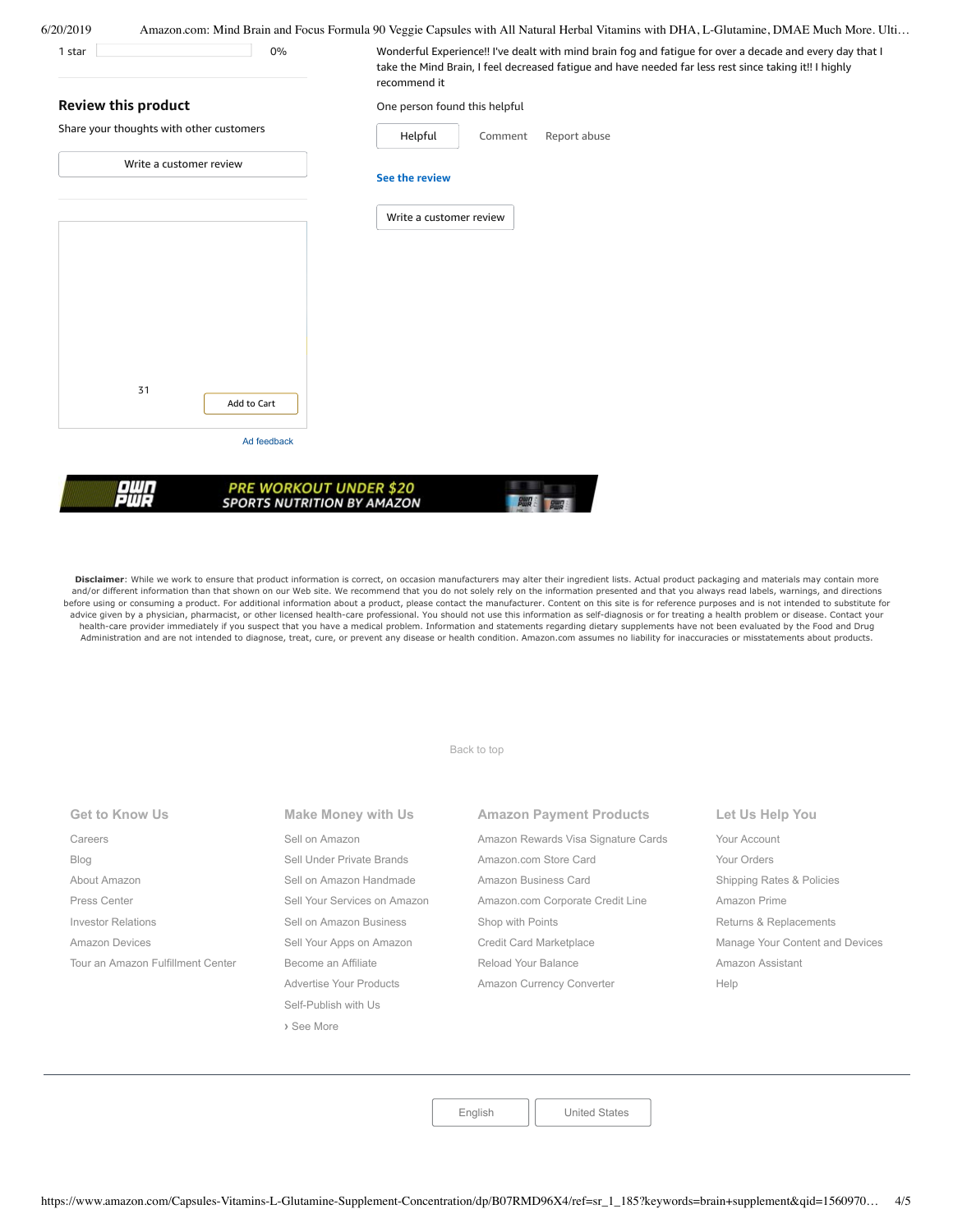| 1 star | | 0% |
|---|---|---|

Wonderful Experience!! I've dealt with mind brain fog and fatigue for over a decade and every day that I take the Mind Brain, I feel decreased fatigue and have needed far less rest since taking it!! I highly recommend it

One person found this helpful

Helpful | Comment | Report abuse

**See the review**

Write a customer review

## Review this product

Share your thoughts with other customers

Write a customer review

31

Add to Cart

Ad feedback

OWN PWR PRE WORKOUT UNDER $20 SPORTS NUTRITION BY AMAZON

**Disclaimer**: While we work to ensure that product information is correct, on occasion manufacturers may alter their ingredient lists. Actual product packaging and materials may contain more and/or different information than that shown on our Web site. We recommend that you do not solely rely on the information presented and that you always read labels, warnings, and directions before using or consuming a product. For additional information about a product, please contact the manufacturer. Content on this site is for reference purposes and is not intended to substitute for advice given by a physician, pharmacist, or other licensed health-care professional. You should not use this information as self-diagnosis or for treating a health problem or disease. Contact your health-care provider immediately if you suspect that you have a medical problem. Information and statements regarding dietary supplements have not been evaluated by the Food and Drug Administration and are not intended to diagnose, treat, cure, or prevent any disease or health condition. Amazon.com assumes no liability for inaccuracies or misstatements about products.

Back to top

### Get to Know Us

- Careers
- Blog
- About Amazon
- Press Center
- Investor Relations
- Amazon Devices
- Tour an Amazon Fulfillment Center

### Make Money with Us

- Sell on Amazon
- Sell Under Private Brands
- Sell on Amazon Handmade
- Sell Your Services on Amazon
- Sell on Amazon Business
- Sell Your Apps on Amazon
- Become an Affiliate
- Advertise Your Products
- Self-Publish with Us
- › See More

### Amazon Payment Products

- Amazon Rewards Visa Signature Cards
- Amazon.com Store Card
- Amazon Business Card
- Amazon.com Corporate Credit Line
- Shop with Points
- Credit Card Marketplace
- Reload Your Balance
- Amazon Currency Converter

### Let Us Help You

- Your Account
- Your Orders
- Shipping Rates & Policies
- Amazon Prime
- Returns & Replacements
- Manage Your Content and Devices
- Amazon Assistant
- Help

English | United States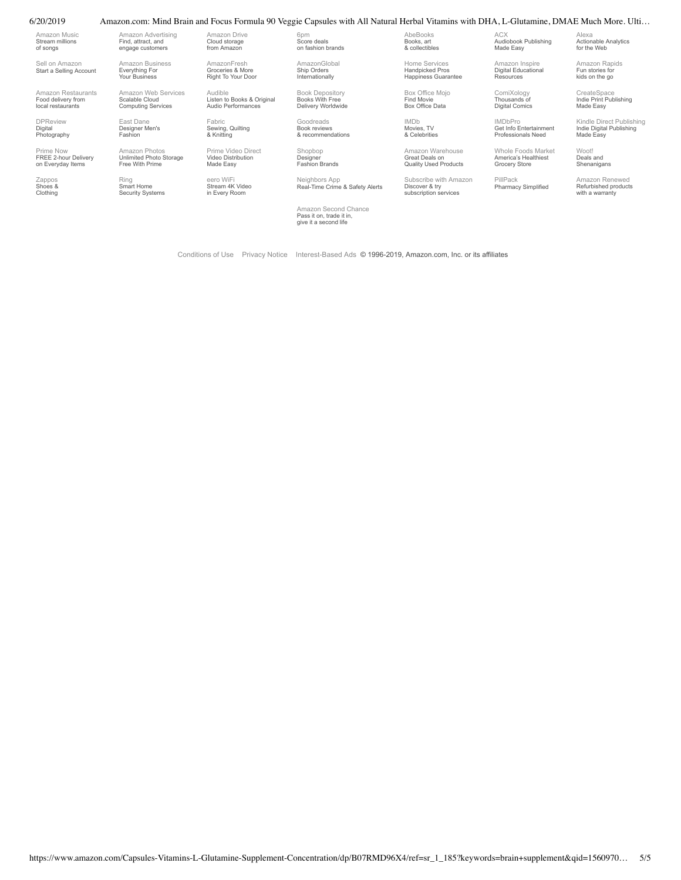| | | | | | | |
|---|---|---|---|---|---|---|
| Amazon Music<br>Stream millions of songs | Amazon Advertising<br>Find, attract, and engage customers | Amazon Drive<br>Cloud storage from Amazon | 6pm<br>Score deals on fashion brands | AbeBooks<br>Books, art & collectibles | ACX<br>Audiobook Publishing Made Easy | Alexa<br>Actionable Analytics for the Web |
| Sell on Amazon<br>Start a Selling Account | Amazon Business<br>Everything For Your Business | AmazonFresh<br>Groceries & More Right To Your Door | AmazonGlobal<br>Ship Orders Internationally | Home Services<br>Handpicked Pros Happiness Guarantee | Amazon Inspire<br>Digital Educational Resources | Amazon Rapids<br>Fun stories for kids on the go |
| Amazon Restaurants<br>Food delivery from local restaurants | Amazon Web Services<br>Scalable Cloud Computing Services | Audible<br>Listen to Books & Original Audio Performances | Book Depository<br>Books With Free Delivery Worldwide | Box Office Mojo<br>Find Movie Box Office Data | ComiXology<br>Thousands of Digital Comics | CreateSpace<br>Indie Print Publishing Made Easy |
| DPReview<br>Digital Photography | East Dane<br>Designer Men's Fashion | Fabric<br>Sewing, Quilting & Knitting | Goodreads<br>Book reviews & recommendations | IMDb<br>Movies, TV & Celebrities | IMDbPro<br>Get Info Entertainment Professionals Need | Kindle Direct Publishing<br>Indie Digital Publishing Made Easy |
| Prime Now<br>FREE 2-hour Delivery on Everyday Items | Amazon Photos<br>Unlimited Photo Storage Free With Prime | Prime Video Direct<br>Video Distribution Made Easy | Shopbop<br>Designer Fashion Brands | Amazon Warehouse<br>Great Deals on Quality Used Products | Whole Foods Market<br>America's Healthiest Grocery Store | Woot!<br>Deals and Shenanigans |
| Zappos<br>Shoes & Clothing | Ring<br>Smart Home Security Systems | eero WiFi<br>Stream 4K Video in Every Room | Neighbors App<br>Real-Time Crime & Safety Alerts | Subscribe with Amazon<br>Discover & try subscription services | PillPack<br>Pharmacy Simplified | Amazon Renewed<br>Refurbished products with a warranty |
| | | | Amazon Second Chance<br>Pass it on, trade it in, give it a second life | | | |

Conditions of Use Privacy Notice Interest-Based Ads © 1996-2019, Amazon.com, Inc. or its affiliates